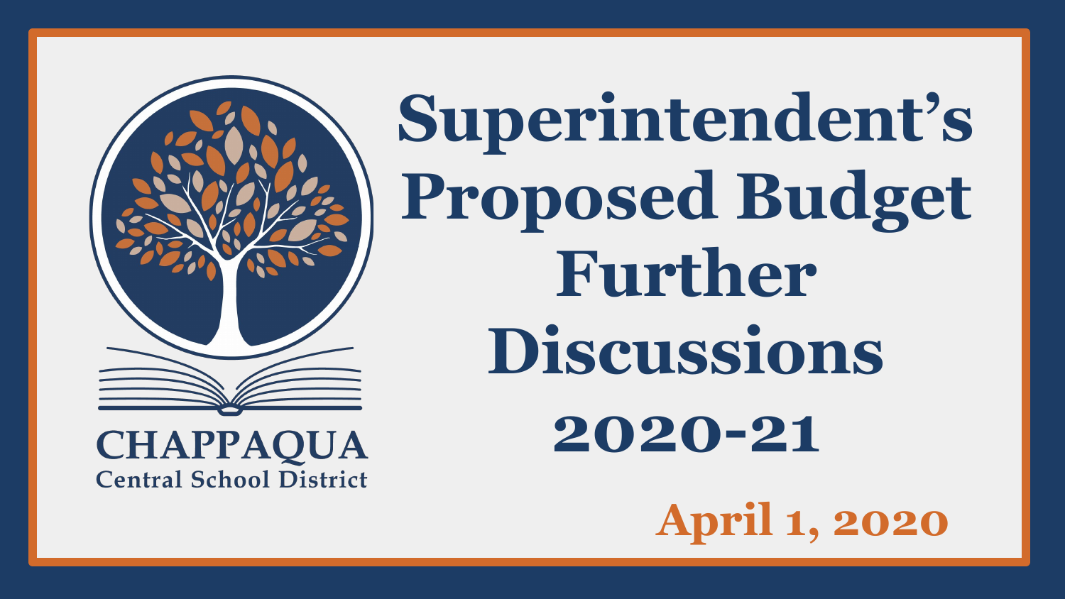CHAPPAQUA
Central School District

# Superintendent's Proposed Budget Further Discussions 2020-21

April 1, 2020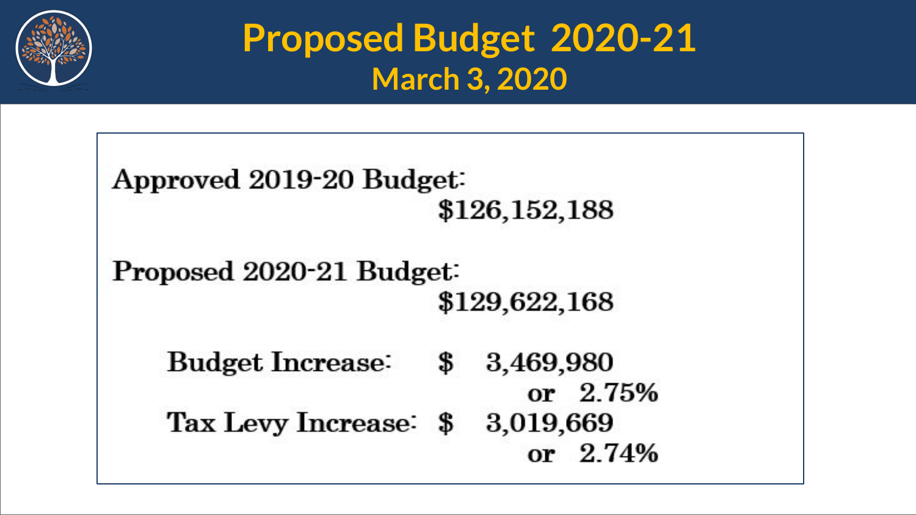# Proposed Budget 2020-21

## March 3, 2020

**Approved 2019-20 Budget:**
$126,152,188

**Proposed 2020-21 Budget:**
$129,622,168

| | | |
|---|---|---|
| Budget Increase: | $ 3,469,980 | or 2.75% |
| Tax Levy Increase: | $ 3,019,669 | or 2.74% |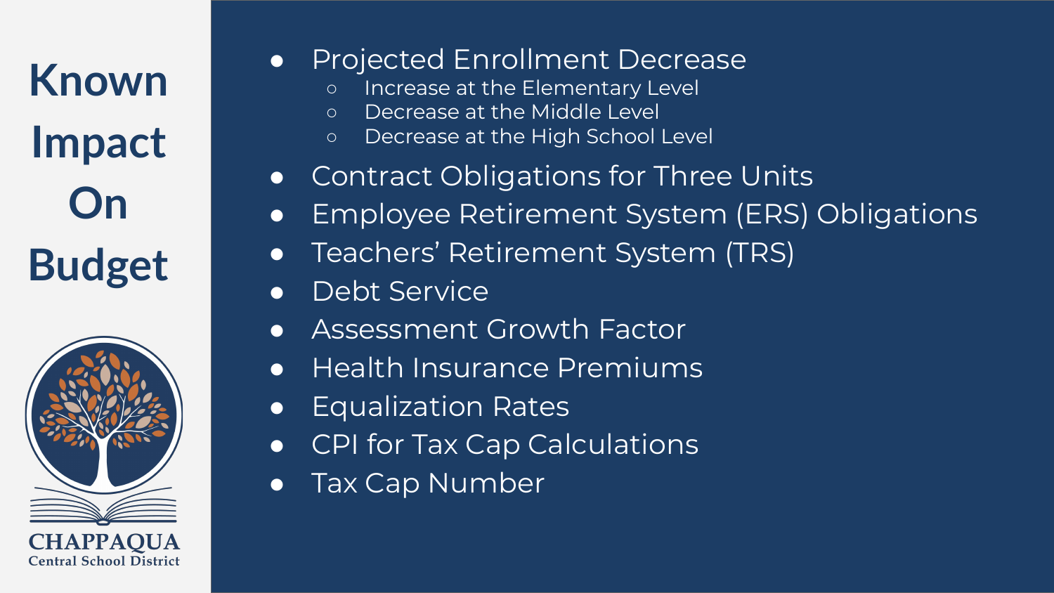# Known Impact On Budget

- Projected Enrollment Decrease
  - Increase at the Elementary Level
  - Decrease at the Middle Level
  - Decrease at the High School Level
- Contract Obligations for Three Units
- Employee Retirement System (ERS) Obligations
- Teachers' Retirement System (TRS)
- Debt Service
- Assessment Growth Factor
- Health Insurance Premiums
- Equalization Rates
- CPI for Tax Cap Calculations
- Tax Cap Number

CHAPPAQUA
Central School District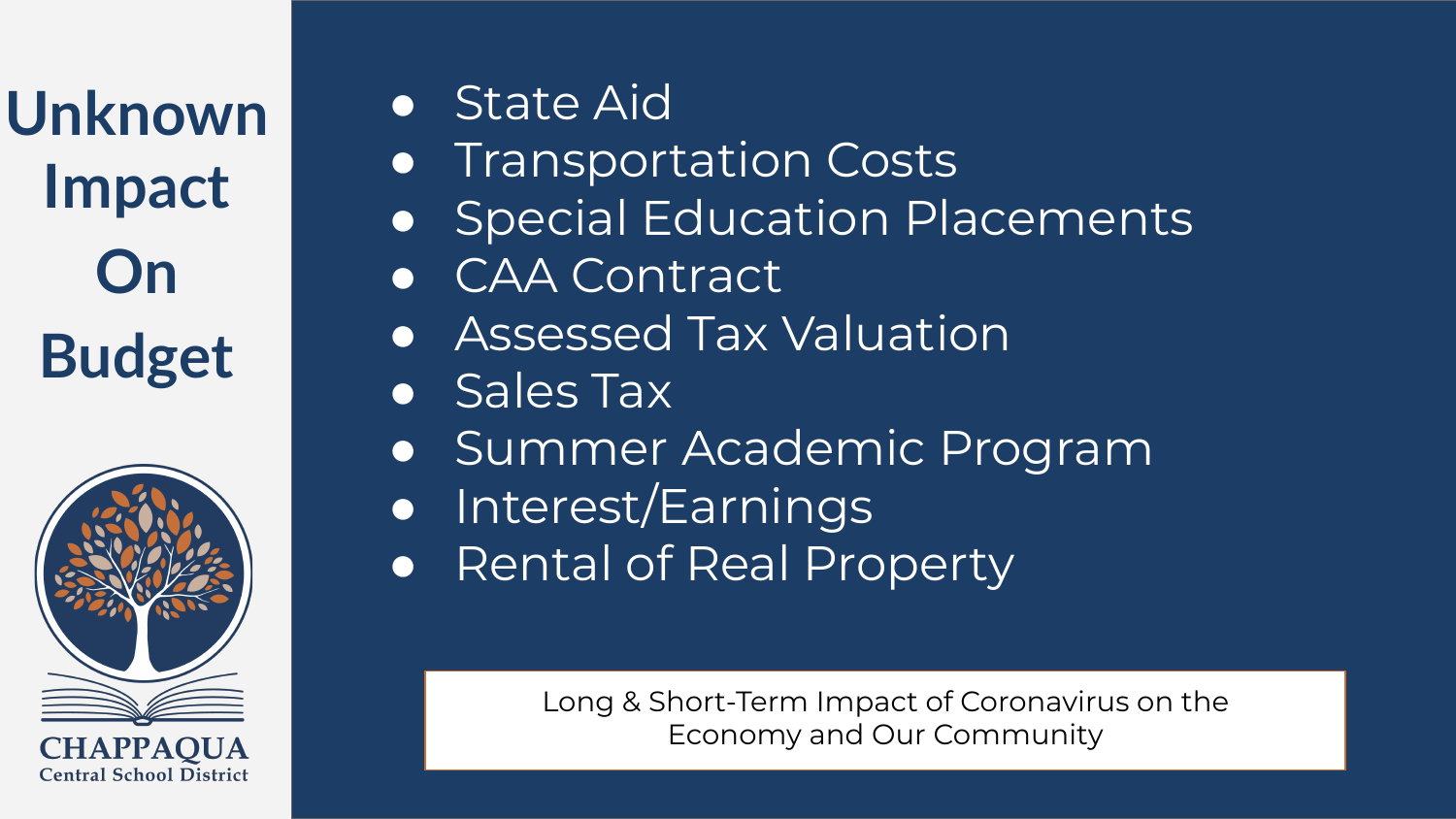# Unknown Impact On Budget

- State Aid
- Transportation Costs
- Special Education Placements
- CAA Contract
- Assessed Tax Valuation
- Sales Tax
- Summer Academic Program
- Interest/Earnings
- Rental of Real Property

Long & Short-Term Impact of Coronavirus on the Economy and Our Community

CHAPPAQUA Central School District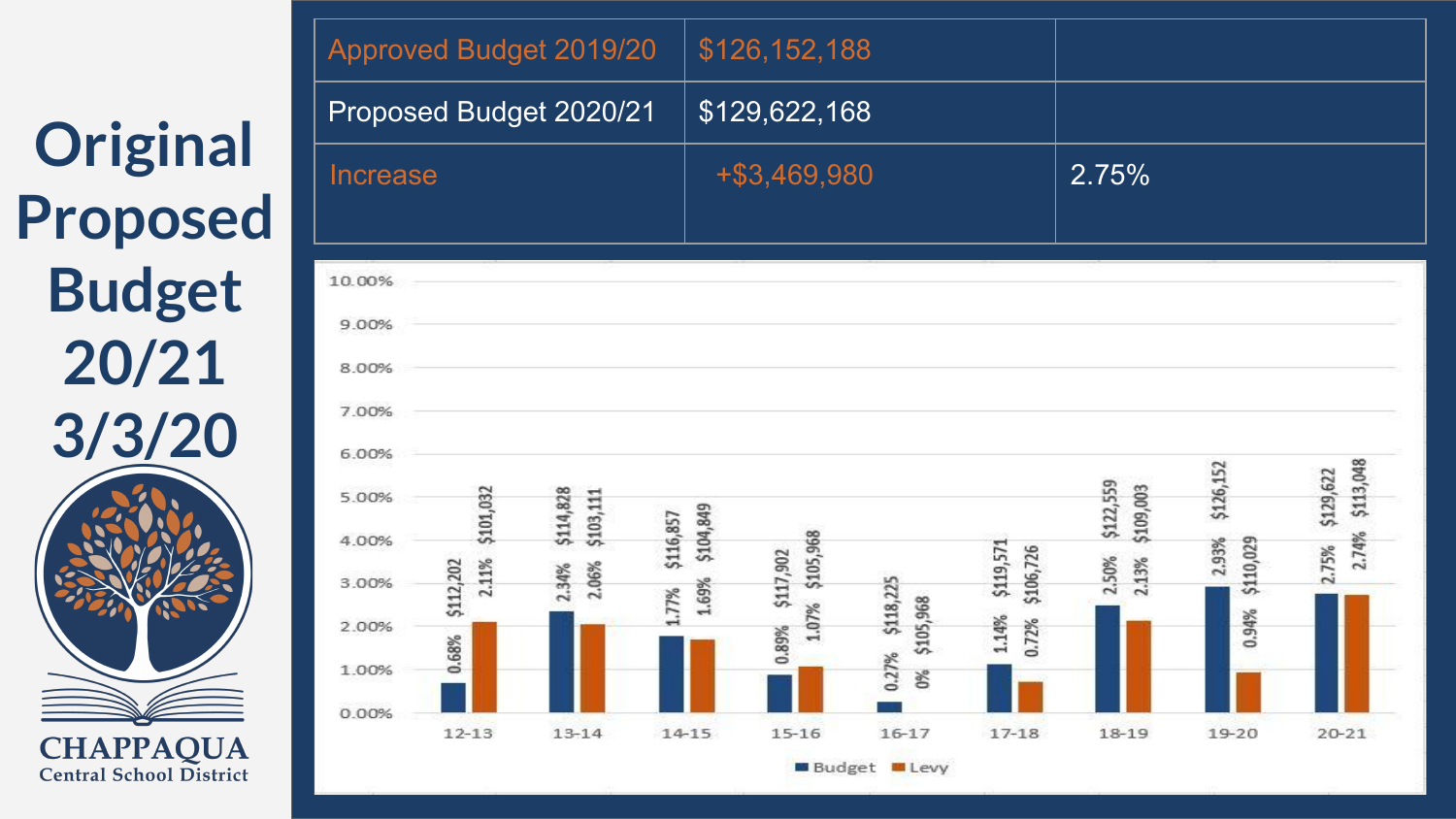# Original Proposed Budget 20/21 3/3/20

| Approved Budget 2019/20 | $126,152,188 | |
|---|---|---|
| Proposed Budget 2020/21 | $129,622,168 | |
| Increase | +$3,469,980 | 2.75% |

| Year | Budget % | Budget | Levy % | Levy |
|---|---|---|---|---|
| 12-13 | 0.68% | $112,202 | 2.11% | $101,032 |
| 13-14 | 2.34% | $114,828 | 2.06% | $103,111 |
| 14-15 | 1.77% | $116,857 | 1.69% | $104,849 |
| 15-16 | 0.89% | $117,902 | 1.07% | $105,968 |
| 16-17 | 0.27% | $118,225 | 0% | $105,968 |
| 17-18 | 1.14% | $119,571 | 0.72% | $106,726 |
| 18-19 | 2.50% | $122,559 | 2.13% | $109,003 |
| 19-20 | 2.93% | $126,152 | 0.94% | $110,029 |
| 20-21 | 2.75% | $129,622 | 2.74% | $113,048 |

CHAPPAQUA
Central School District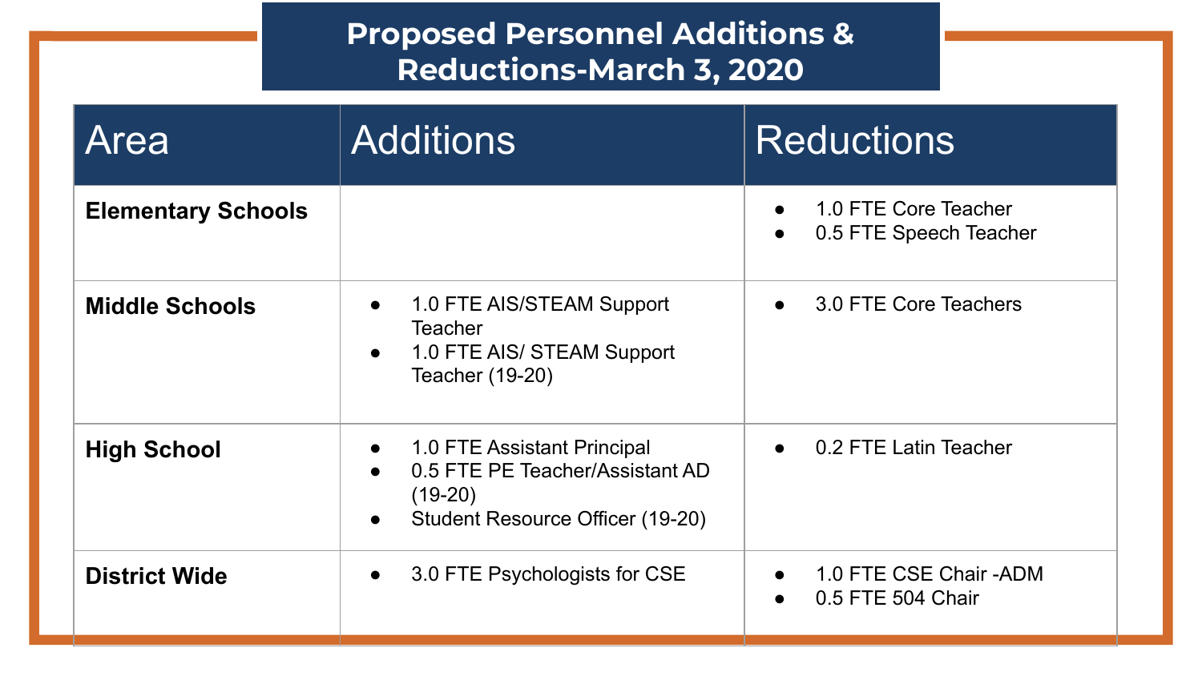# Proposed Personnel Additions & Reductions-March 3, 2020

| Area | Additions | Reductions |
|---|---|---|
| **Elementary Schools** | | • 1.0 FTE Core Teacher<br>• 0.5 FTE Speech Teacher |
| **Middle Schools** | • 1.0 FTE AIS/STEAM Support Teacher<br>• 1.0 FTE AIS/ STEAM Support Teacher (19-20) | • 3.0 FTE Core Teachers |
| **High School** | • 1.0 FTE Assistant Principal<br>• 0.5 FTE PE Teacher/Assistant AD (19-20)<br>• Student Resource Officer (19-20) | • 0.2 FTE Latin Teacher |
| **District Wide** | • 3.0 FTE Psychologists for CSE | • 1.0 FTE CSE Chair -ADM<br>• 0.5 FTE 504 Chair |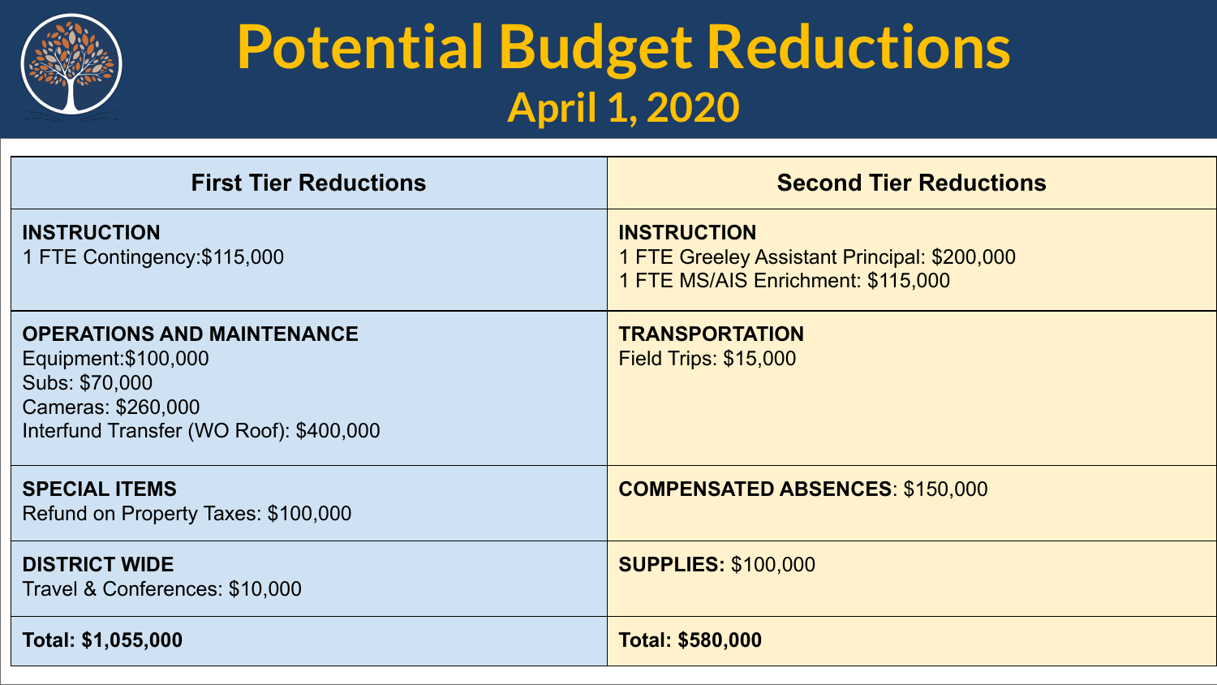# Potential Budget Reductions

## April 1, 2020

| First Tier Reductions | Second Tier Reductions |
|---|---|
| **INSTRUCTION**<br>1 FTE Contingency:$115,000 | **INSTRUCTION**<br>1 FTE Greeley Assistant Principal: $200,000<br>1 FTE MS/AIS Enrichment: $115,000 |
| **OPERATIONS AND MAINTENANCE**<br>Equipment:$100,000<br>Subs: $70,000<br>Cameras: $260,000<br>Interfund Transfer (WO Roof): $400,000 | **TRANSPORTATION**<br>Field Trips: $15,000 |
| **SPECIAL ITEMS**<br>Refund on Property Taxes: $100,000 | **COMPENSATED ABSENCES**: $150,000 |
| **DISTRICT WIDE**<br>Travel & Conferences: $10,000 | **SUPPLIES:** $100,000 |
| **Total: $1,055,000** | **Total: $580,000** |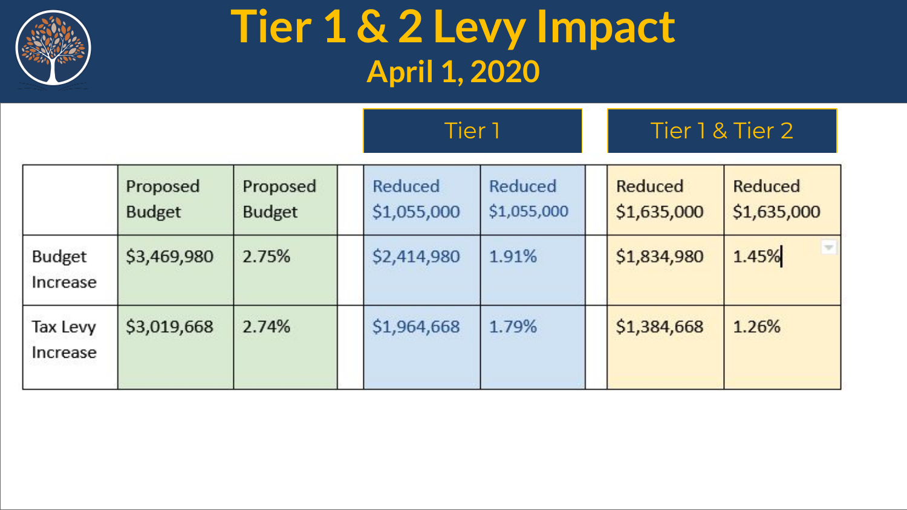# Tier 1 & 2 Levy Impact

## April 1, 2020

| | | | | Tier 1 | | | Tier 1 & Tier 2 | |
|---|---|---|---|---|---|---|---|---|
| | Proposed Budget | Proposed Budget | | Reduced $1,055,000 | Reduced $1,055,000 | | Reduced $1,635,000 | Reduced $1,635,000 |
| Budget Increase | $3,469,980 | 2.75% | | $2,414,980 | 1.91% | | $1,834,980 | 1.45% |
| Tax Levy Increase | $3,019,668 | 2.74% | | $1,964,668 | 1.79% | | $1,384,668 | 1.26% |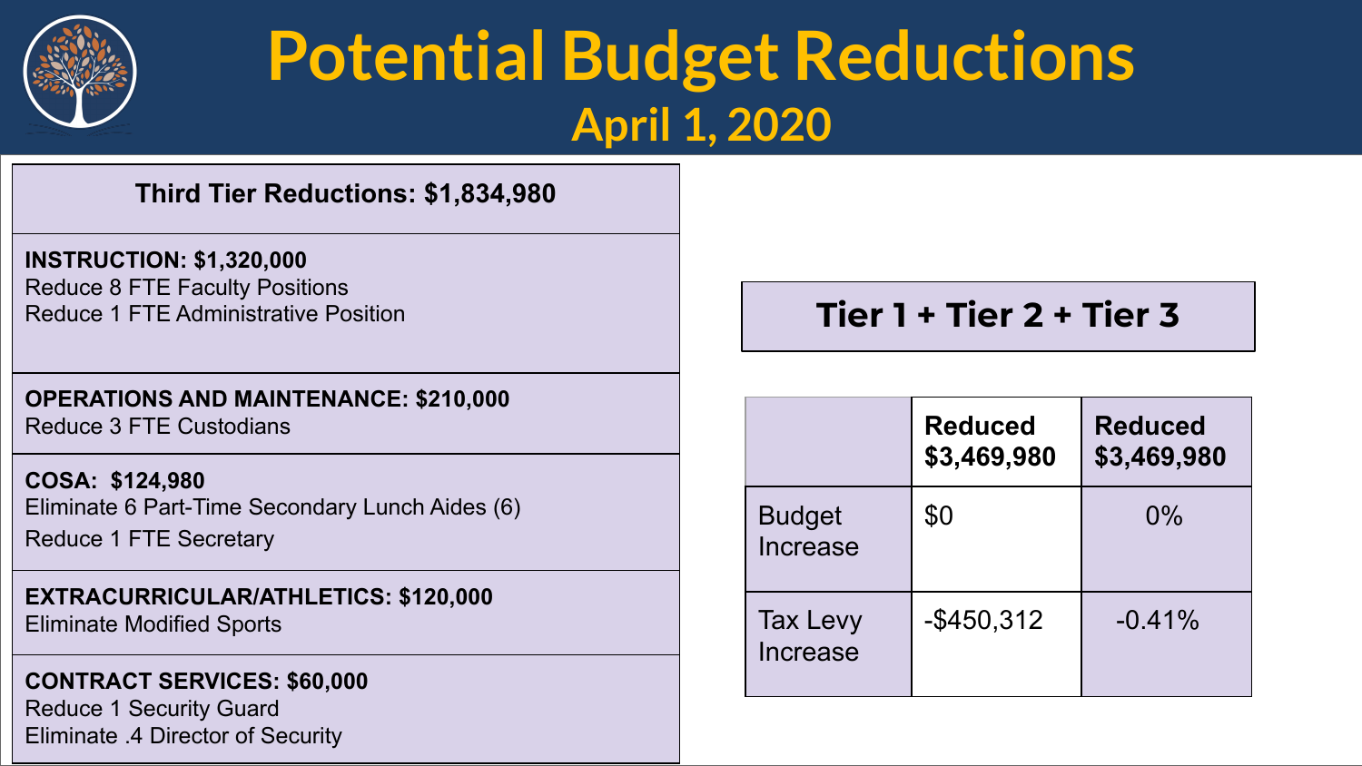# Potential Budget Reductions

## April 1, 2020

| Third Tier Reductions: $1,834,980 |
| --- |
| **INSTRUCTION: $1,320,000**<br>Reduce 8 FTE Faculty Positions<br>Reduce 1 FTE Administrative Position |
| **OPERATIONS AND MAINTENANCE: $210,000**<br>Reduce 3 FTE Custodians |
| **COSA: $124,980**<br>Eliminate 6 Part-Time Secondary Lunch Aides (6)<br>Reduce 1 FTE Secretary |
| **EXTRACURRICULAR/ATHLETICS: $120,000**<br>Eliminate Modified Sports |
| **CONTRACT SERVICES: $60,000**<br>Reduce 1 Security Guard<br>Eliminate .4 Director of Security |

### Tier 1 + Tier 2 + Tier 3

| | **Reduced $3,469,980** | **Reduced $3,469,980** |
| --- | --- | --- |
| Budget Increase | $0 | 0% |
| Tax Levy Increase | -$450,312 | -0.41% |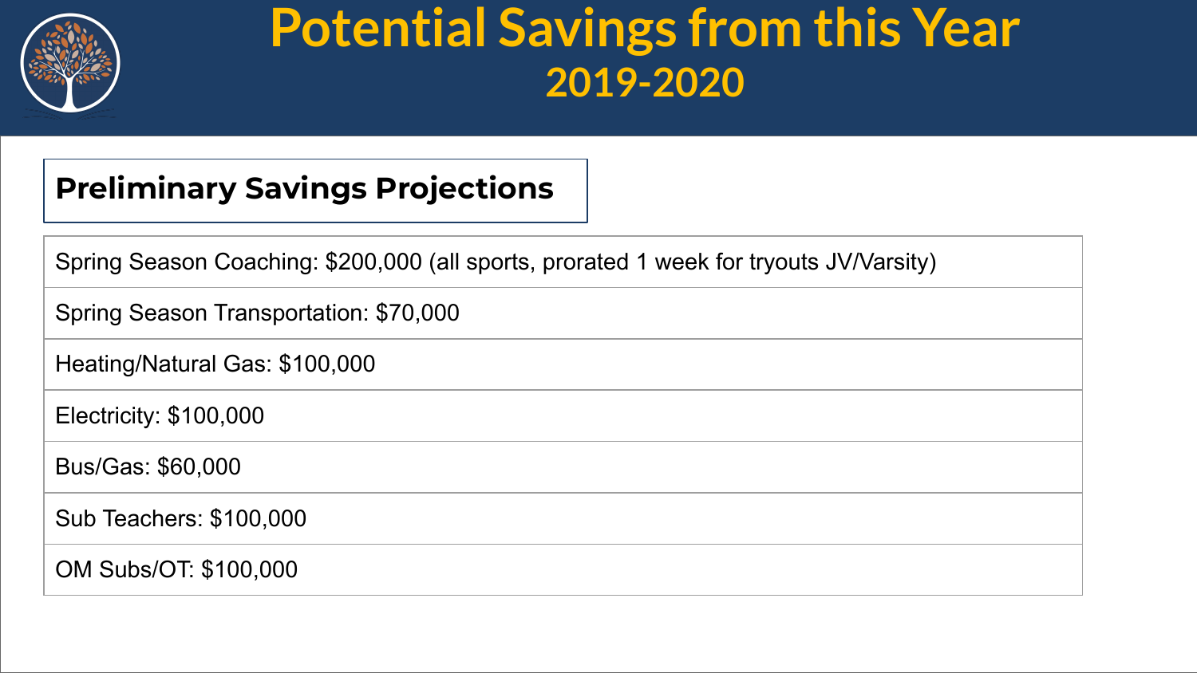# Potential Savings from this Year
## 2019-2020

### Preliminary Savings Projections

| |
|---|
| Spring Season Coaching: $200,000 (all sports, prorated 1 week for tryouts JV/Varsity) |
| Spring Season Transportation: $70,000 |
| Heating/Natural Gas: $100,000 |
| Electricity: $100,000 |
| Bus/Gas: $60,000 |
| Sub Teachers: $100,000 |
| OM Subs/OT: $100,000 |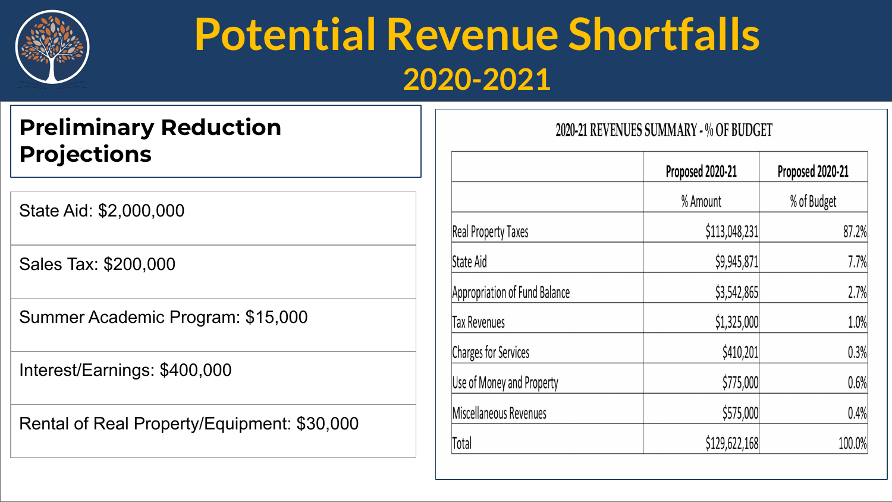# Potential Revenue Shortfalls

## 2020-2021

### Preliminary Reduction Projections

State Aid: $2,000,000

Sales Tax: $200,000

Summer Academic Program: $15,000

Interest/Earnings: $400,000

Rental of Real Property/Equipment: $30,000

**2020-21 REVENUES SUMMARY - % OF BUDGET**

| | Proposed 2020-21 | Proposed 2020-21 |
|---|---|---|
| | % Amount | % of Budget |
| Real Property Taxes | $113,048,231 | 87.2% |
| State Aid | $9,945,871 | 7.7% |
| Appropriation of Fund Balance | $3,542,865 | 2.7% |
| Tax Revenues | $1,325,000 | 1.0% |
| Charges for Services | $410,201 | 0.3% |
| Use of Money and Property | $775,000 | 0.6% |
| Miscellaneous Revenues | $575,000 | 0.4% |
| Total | $129,622,168 | 100.0% |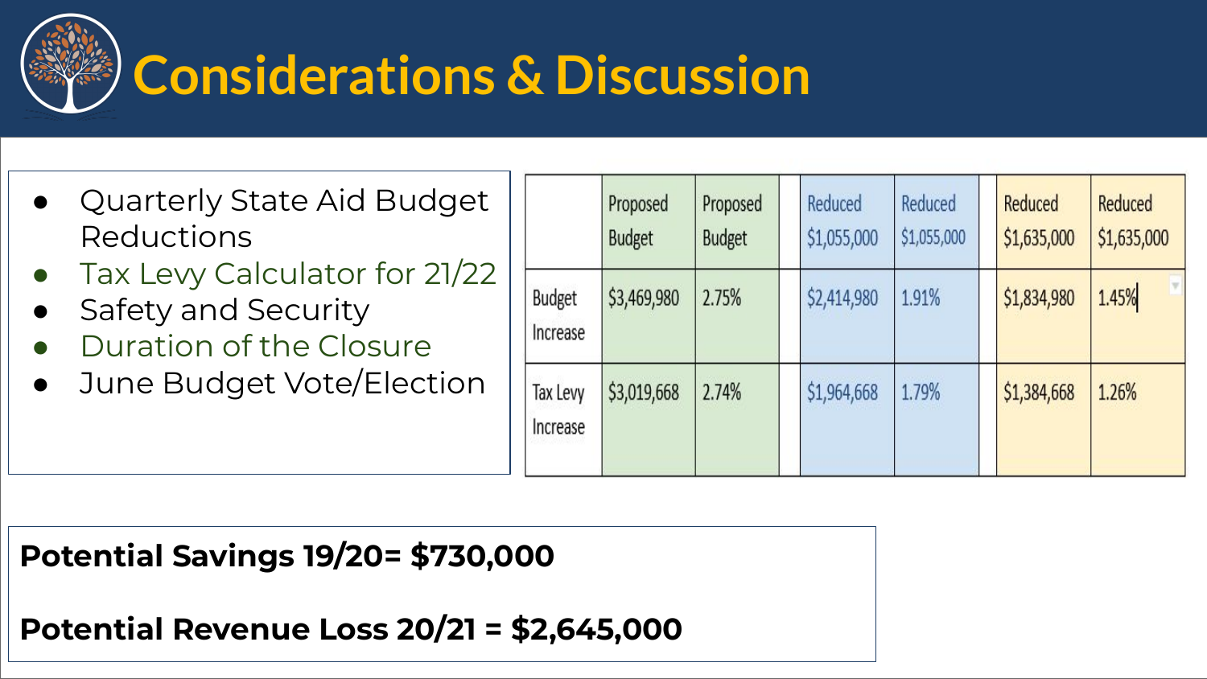# Considerations & Discussion

- Quarterly State Aid Budget Reductions
- Tax Levy Calculator for 21/22
- Safety and Security
- Duration of the Closure
- June Budget Vote/Election

| | Proposed Budget | Proposed Budget | Reduced $1,055,000 | Reduced $1,055,000 | Reduced $1,635,000 | Reduced $1,635,000 |
|---|---|---|---|---|---|---|
| Budget Increase | $3,469,980 | 2.75% | $2,414,980 | 1.91% | $1,834,980 | 1.45% |
| Tax Levy Increase | $3,019,668 | 2.74% | $1,964,668 | 1.79% | $1,384,668 | 1.26% |

**Potential Savings 19/20= $730,000**

**Potential Revenue Loss 20/21 = $2,645,000**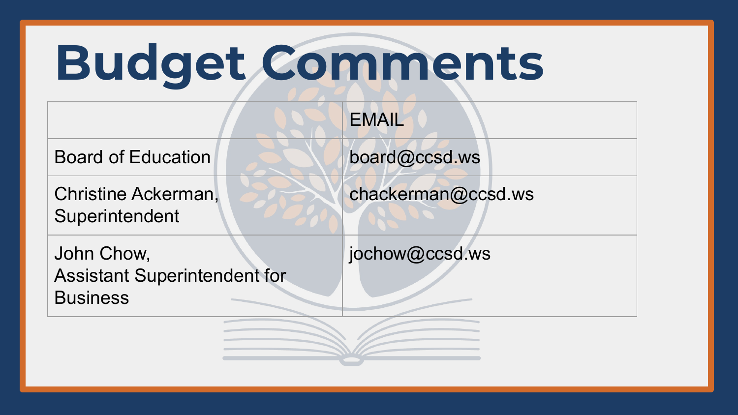# Budget Comments

| | EMAIL |
|---|---|
| Board of Education | board@ccsd.ws |
| Christine Ackerman, Superintendent | chackerman@ccsd.ws |
| John Chow, Assistant Superintendent for Business | jochow@ccsd.ws |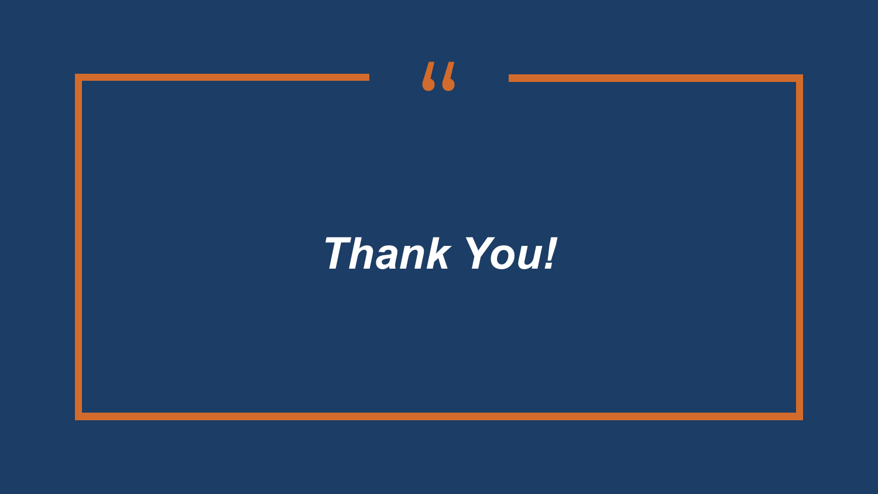***Thank You!***